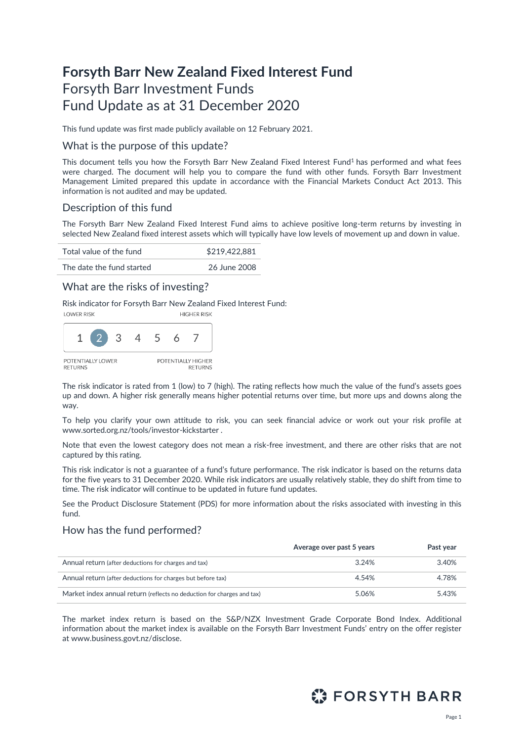# Forsyth Barr New Zealand Fixed Interest Fund

## Forsyth Barr Investment Funds

## Fund Update as at 31 December 2020

This fund update was first made publicly available on 12 February 2021.

### What is the purpose of this update?

This document tells you how the Forsyth Barr New Zealand Fixed Interest Fund[1] has performed and what fees were charged. The document will help you to compare the fund with other funds. Forsyth Barr Investment Management Limited prepared this update in accordance with the Financial Markets Conduct Act 2013. This information is not audited and may be updated.

### Description of this fund

The Forsyth Barr New Zealand Fixed Interest Fund aims to achieve positive long-term returns by investing in selected New Zealand fixed interest assets which will typically have low levels of movement up and down in value.

| | |
|---|---|
| Total value of the fund | $219,422,881 |
| The date the fund started | 26 June 2008 |

### What are the risks of investing?

Risk indicator for Forsyth Barr New Zealand Fixed Interest Fund:

LOWER RISK — HIGHER RISK

1 **[2]** 3 4 5 6 7

POTENTIALLY LOWER RETURNS — POTENTIALLY HIGHER RETURNS

The risk indicator is rated from 1 (low) to 7 (high). The rating reflects how much the value of the fund's assets goes up and down. A higher risk generally means higher potential returns over time, but more ups and downs along the way.

To help you clarify your own attitude to risk, you can seek financial advice or work out your risk profile at www.sorted.org.nz/tools/investor-kickstarter .

Note that even the lowest category does not mean a risk-free investment, and there are other risks that are not captured by this rating.

This risk indicator is not a guarantee of a fund's future performance. The risk indicator is based on the returns data for the five years to 31 December 2020. While risk indicators are usually relatively stable, they do shift from time to time. The risk indicator will continue to be updated in future fund updates.

See the Product Disclosure Statement (PDS) for more information about the risks associated with investing in this fund.

### How has the fund performed?

| | Average over past 5 years | Past year |
|---|---|---|
| Annual return (after deductions for charges and tax) | 3.24% | 3.40% |
| Annual return (after deductions for charges but before tax) | 4.54% | 4.78% |
| Market index annual return (reflects no deduction for charges and tax) | 5.06% | 5.43% |

The market index return is based on the S&P/NZX Investment Grade Corporate Bond Index. Additional information about the market index is available on the Forsyth Barr Investment Funds' entry on the offer register at www.business.govt.nz/disclose.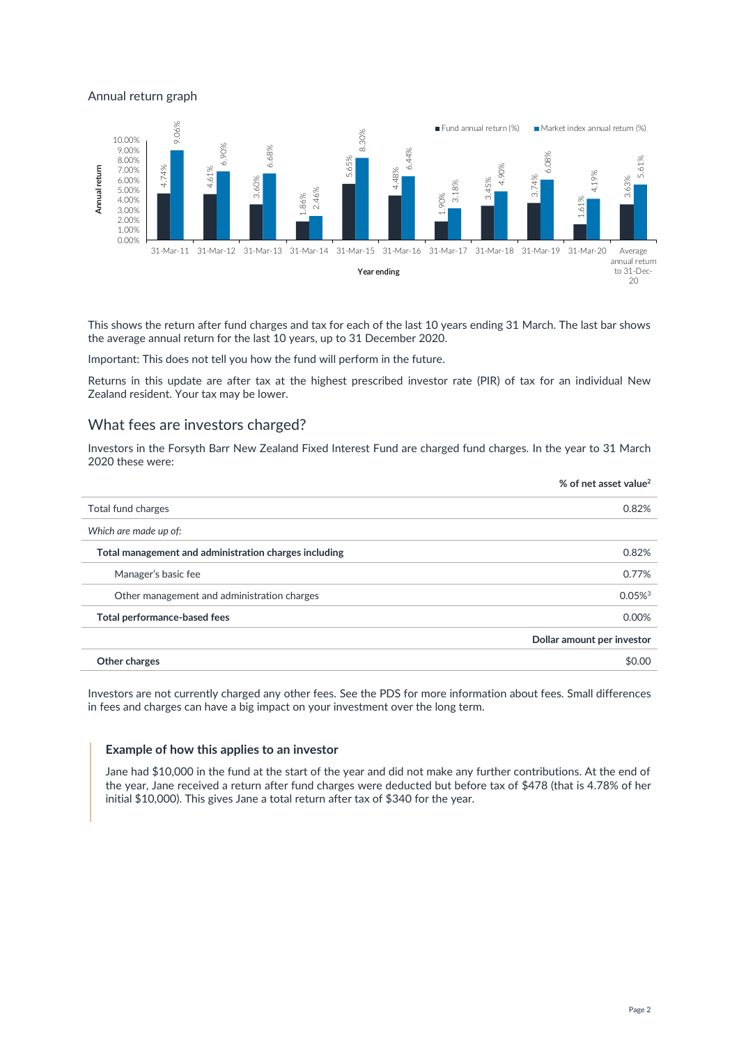## Annual return graph

| Year ending | Fund annual return (%) | Market index annual return (%) |
|---|---|---|
| 31-Mar-11 | 4.74% | 9.06% |
| 31-Mar-12 | 4.61% | 6.90% |
| 31-Mar-13 | 3.60% | 6.68% |
| 31-Mar-14 | 1.86% | 2.46% |
| 31-Mar-15 | 5.65% | 8.30% |
| 31-Mar-16 | 4.48% | 6.44% |
| 31-Mar-17 | 1.90% | 3.18% |
| 31-Mar-18 | 3.45% | 4.90% |
| 31-Mar-19 | 3.74% | 6.08% |
| 31-Mar-20 | 1.61% | 4.19% |
| Average annual return to 31-Dec-20 | 3.63% | 5.61% |

This shows the return after fund charges and tax for each of the last 10 years ending 31 March. The last bar shows the average annual return for the last 10 years, up to 31 December 2020.

Important: This does not tell you how the fund will perform in the future.

Returns in this update are after tax at the highest prescribed investor rate (PIR) of tax for an individual New Zealand resident. Your tax may be lower.

## What fees are investors charged?

Investors in the Forsyth Barr New Zealand Fixed Interest Fund are charged fund charges. In the year to 31 March 2020 these were:

| | % of net asset value[2] |
|---|---|
| Total fund charges | 0.82% |
| *Which are made up of:* | |
| **Total management and administration charges including** | 0.82% |
| Manager's basic fee | 0.77% |
| Other management and administration charges | 0.05%[3] |
| **Total performance-based fees** | 0.00% |
| | **Dollar amount per investor** |
| **Other charges** | $0.00 |

Investors are not currently charged any other fees. See the PDS for more information about fees. Small differences in fees and charges can have a big impact on your investment over the long term.

### Example of how this applies to an investor

Jane had $10,000 in the fund at the start of the year and did not make any further contributions. At the end of the year, Jane received a return after fund charges were deducted but before tax of $478 (that is 4.78% of her initial $10,000). This gives Jane a total return after tax of $340 for the year.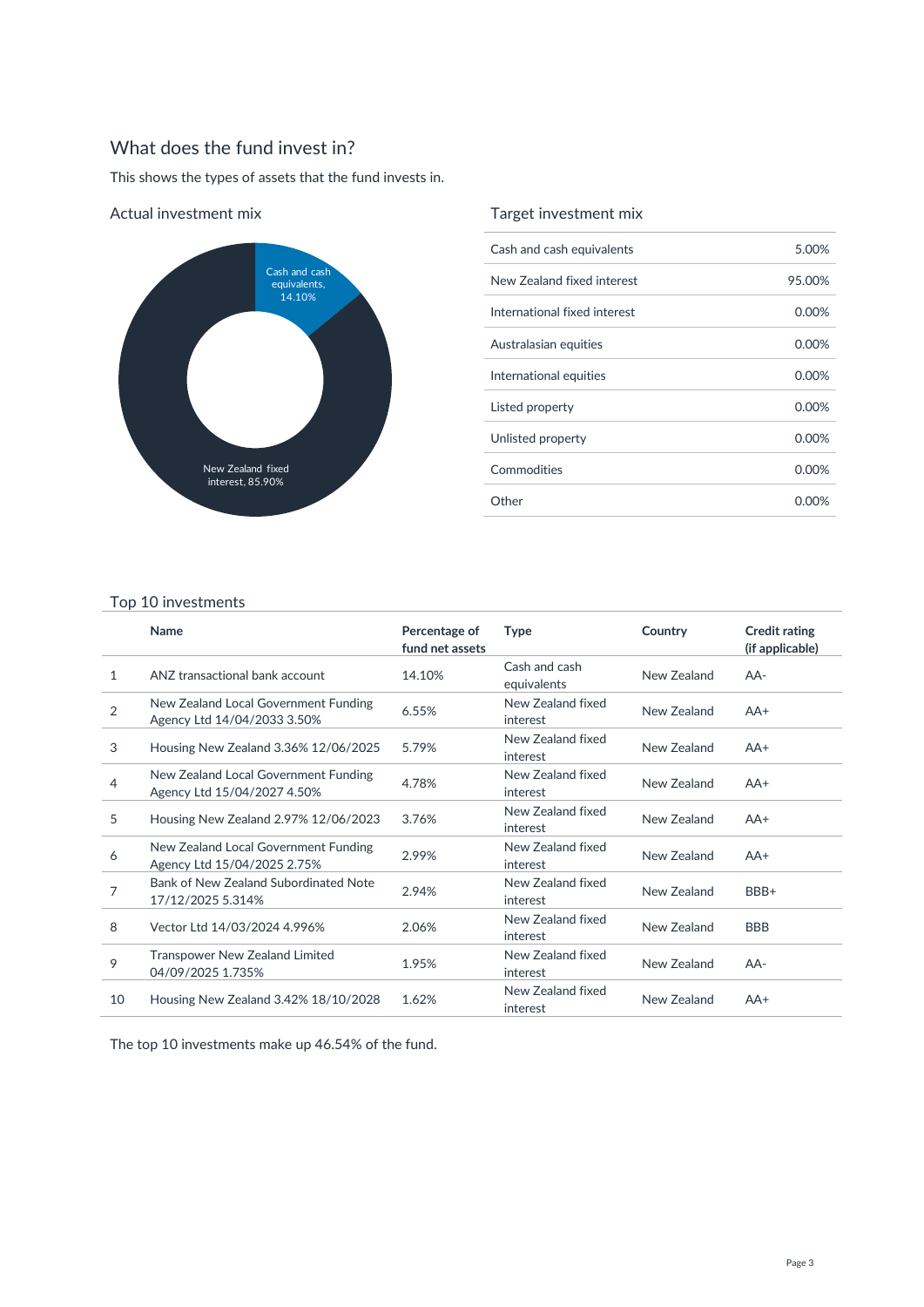## What does the fund invest in?

This shows the types of assets that the fund invests in.

### Actual investment mix

Cash and cash equivalents, 14.10%

New Zealand fixed interest, 85.90%

### Target investment mix

| | |
|---|---|
| Cash and cash equivalents | 5.00% |
| New Zealand fixed interest | 95.00% |
| International fixed interest | 0.00% |
| Australasian equities | 0.00% |
| International equities | 0.00% |
| Listed property | 0.00% |
| Unlisted property | 0.00% |
| Commodities | 0.00% |
| Other | 0.00% |

### Top 10 investments

| | Name | Percentage of fund net assets | Type | Country | Credit rating (if applicable) |
|---|---|---|---|---|---|
| 1 | ANZ transactional bank account | 14.10% | Cash and cash equivalents | New Zealand | AA- |
| 2 | New Zealand Local Government Funding Agency Ltd 14/04/2033 3.50% | 6.55% | New Zealand fixed interest | New Zealand | AA+ |
| 3 | Housing New Zealand 3.36% 12/06/2025 | 5.79% | New Zealand fixed interest | New Zealand | AA+ |
| 4 | New Zealand Local Government Funding Agency Ltd 15/04/2027 4.50% | 4.78% | New Zealand fixed interest | New Zealand | AA+ |
| 5 | Housing New Zealand 2.97% 12/06/2023 | 3.76% | New Zealand fixed interest | New Zealand | AA+ |
| 6 | New Zealand Local Government Funding Agency Ltd 15/04/2025 2.75% | 2.99% | New Zealand fixed interest | New Zealand | AA+ |
| 7 | Bank of New Zealand Subordinated Note 17/12/2025 5.314% | 2.94% | New Zealand fixed interest | New Zealand | BBB+ |
| 8 | Vector Ltd 14/03/2024 4.996% | 2.06% | New Zealand fixed interest | New Zealand | BBB |
| 9 | Transpower New Zealand Limited 04/09/2025 1.735% | 1.95% | New Zealand fixed interest | New Zealand | AA- |
| 10 | Housing New Zealand 3.42% 18/10/2028 | 1.62% | New Zealand fixed interest | New Zealand | AA+ |

The top 10 investments make up 46.54% of the fund.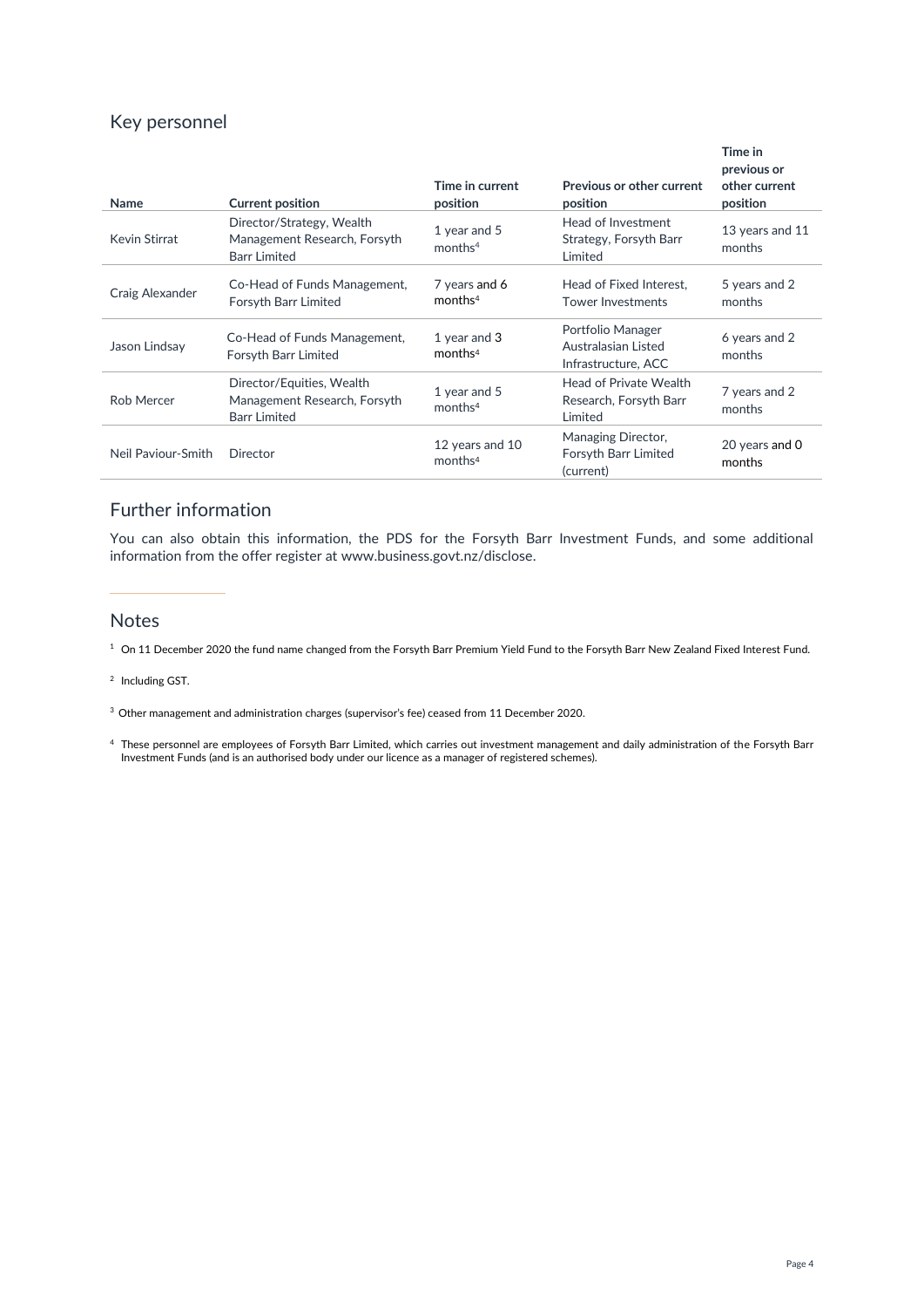## Key personnel

| Name | Current position | Time in current position | Previous or other current position | Time in previous or other current position |
|---|---|---|---|---|
| Kevin Stirrat | Director/Strategy, Wealth Management Research, Forsyth Barr Limited | 1 year and 5 months[4] | Head of Investment Strategy, Forsyth Barr Limited | 13 years and 11 months |
| Craig Alexander | Co-Head of Funds Management, Forsyth Barr Limited | 7 years and 6 months[4] | Head of Fixed Interest, Tower Investments | 5 years and 2 months |
| Jason Lindsay | Co-Head of Funds Management, Forsyth Barr Limited | 1 year and 3 months[4] | Portfolio Manager Australasian Listed Infrastructure, ACC | 6 years and 2 months |
| Rob Mercer | Director/Equities, Wealth Management Research, Forsyth Barr Limited | 1 year and 5 months[4] | Head of Private Wealth Research, Forsyth Barr Limited | 7 years and 2 months |
| Neil Paviour-Smith | Director | 12 years and 10 months[4] | Managing Director, Forsyth Barr Limited (current) | 20 years and 0 months |

## Further information

You can also obtain this information, the PDS for the Forsyth Barr Investment Funds, and some additional information from the offer register at www.business.govt.nz/disclose.

## Notes

[1] On 11 December 2020 the fund name changed from the Forsyth Barr Premium Yield Fund to the Forsyth Barr New Zealand Fixed Interest Fund.

[2] Including GST.

[3] Other management and administration charges (supervisor's fee) ceased from 11 December 2020.

[4] These personnel are employees of Forsyth Barr Limited, which carries out investment management and daily administration of the Forsyth Barr Investment Funds (and is an authorised body under our licence as a manager of registered schemes).